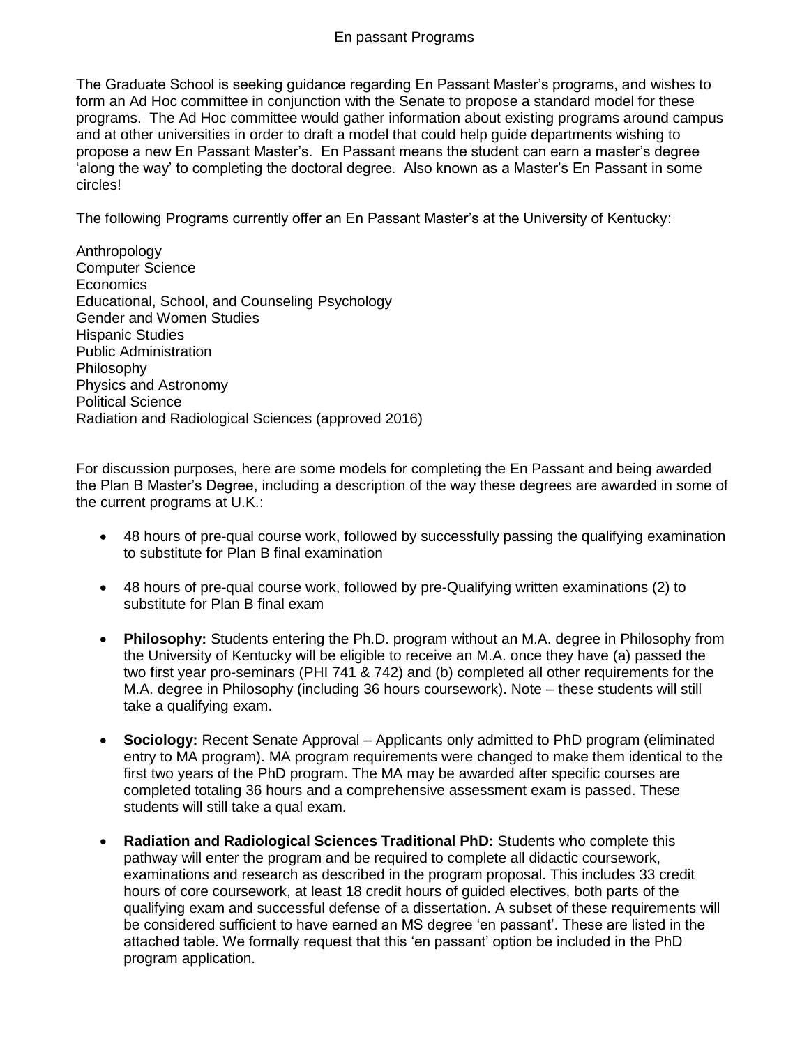# En passant Programs

The Graduate School is seeking guidance regarding En Passant Master's programs, and wishes to form an Ad Hoc committee in conjunction with the Senate to propose a standard model for these programs. The Ad Hoc committee would gather information about existing programs around campus and at other universities in order to draft a model that could help guide departments wishing to propose a new En Passant Master's. En Passant means the student can earn a master's degree 'along the way' to completing the doctoral degree. Also known as a Master's En Passant in some circles!

The following Programs currently offer an En Passant Master's at the University of Kentucky:

Anthropology
Computer Science
Economics
Educational, School, and Counseling Psychology
Gender and Women Studies
Hispanic Studies
Public Administration
Philosophy
Physics and Astronomy
Political Science
Radiation and Radiological Sciences (approved 2016)

For discussion purposes, here are some models for completing the En Passant and being awarded the Plan B Master's Degree, including a description of the way these degrees are awarded in some of the current programs at U.K.:

- 48 hours of pre-qual course work, followed by successfully passing the qualifying examination to substitute for Plan B final examination
- 48 hours of pre-qual course work, followed by pre-Qualifying written examinations (2) to substitute for Plan B final exam
- **Philosophy:** Students entering the Ph.D. program without an M.A. degree in Philosophy from the University of Kentucky will be eligible to receive an M.A. once they have (a) passed the two first year pro-seminars (PHI 741 & 742) and (b) completed all other requirements for the M.A. degree in Philosophy (including 36 hours coursework). Note – these students will still take a qualifying exam.
- **Sociology:** Recent Senate Approval – Applicants only admitted to PhD program (eliminated entry to MA program). MA program requirements were changed to make them identical to the first two years of the PhD program. The MA may be awarded after specific courses are completed totaling 36 hours and a comprehensive assessment exam is passed. These students will still take a qual exam.
- **Radiation and Radiological Sciences Traditional PhD:** Students who complete this pathway will enter the program and be required to complete all didactic coursework, examinations and research as described in the program proposal. This includes 33 credit hours of core coursework, at least 18 credit hours of guided electives, both parts of the qualifying exam and successful defense of a dissertation. A subset of these requirements will be considered sufficient to have earned an MS degree 'en passant'. These are listed in the attached table. We formally request that this 'en passant' option be included in the PhD program application.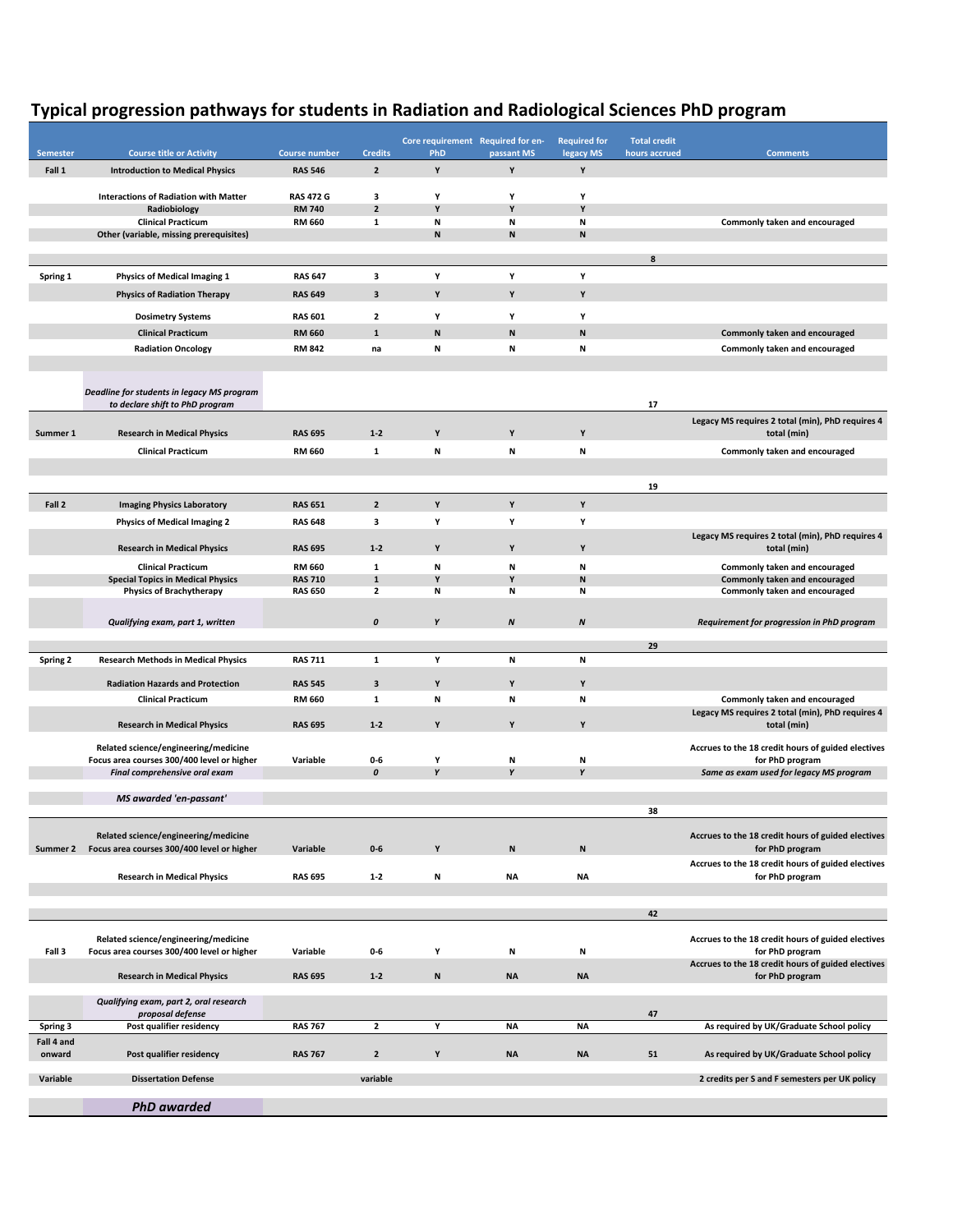# Typical progression pathways for students in Radiation and Radiological Sciences PhD program

| Semester | Course title or Activity | Course number | Credits | Core requirement PhD | Required for en-passant MS | Required for legacy MS | Total credit hours accrued | Comments |
|---|---|---|---|---|---|---|---|---|
| Fall 1 | Introduction to Medical Physics | RAS 546 | 2 | Y | Y | Y | | |
| | Interactions of Radiation with Matter | RAS 472 G | 3 | Y | Y | Y | | |
| | Radiobiology | RM 740 | 2 | Y | Y | Y | | |
| | Clinical Practicum | RM 660 | 1 | N | N | N | | Commonly taken and encouraged |
| | Other (variable, missing prerequisites) | | | N | N | N | | |
| | | | | | | | 8 | |
| Spring 1 | Physics of Medical Imaging 1 | RAS 647 | 3 | Y | Y | Y | | |
| | Physics of Radiation Therapy | RAS 649 | 3 | Y | Y | Y | | |
| | Dosimetry Systems | RAS 601 | 2 | Y | Y | Y | | |
| | Clinical Practicum | RM 660 | 1 | N | N | N | | Commonly taken and encouraged |
| | Radiation Oncology | RM 842 | na | N | N | N | | Commonly taken and encouraged |
| | *Deadline for students in legacy MS program to declare shift to PhD program* | | | | | | 17 | |
| Summer 1 | Research in Medical Physics | RAS 695 | 1-2 | Y | Y | Y | | Legacy MS requires 2 total (min), PhD requires 4 total (min) |
| | Clinical Practicum | RM 660 | 1 | N | N | N | | Commonly taken and encouraged |
| | | | | | | | 19 | |
| Fall 2 | Imaging Physics Laboratory | RAS 651 | 2 | Y | Y | Y | | |
| | Physics of Medical Imaging 2 | RAS 648 | 3 | Y | Y | Y | | |
| | Research in Medical Physics | RAS 695 | 1-2 | Y | Y | Y | | Legacy MS requires 2 total (min), PhD requires 4 total (min) |
| | Clinical Practicum | RM 660 | 1 | N | N | N | | Commonly taken and encouraged |
| | Special Topics in Medical Physics | RAS 710 | 1 | Y | Y | N | | Commonly taken and encouraged |
| | Physics of Brachytherapy | RAS 650 | 2 | N | N | N | | Commonly taken and encouraged |
| | *Qualifying exam, part 1, written* | | *0* | *Y* | *N* | *N* | | *Requirement for progression in PhD program* |
| | | | | | | | 29 | |
| Spring 2 | Research Methods in Medical Physics | RAS 711 | 1 | Y | N | N | | |
| | Radiation Hazards and Protection | RAS 545 | 3 | Y | Y | Y | | |
| | Clinical Practicum | RM 660 | 1 | N | N | N | | Commonly taken and encouraged |
| | Research in Medical Physics | RAS 695 | 1-2 | Y | Y | Y | | Legacy MS requires 2 total (min), PhD requires 4 total (min) |
| | Related science/engineering/medicine Focus area courses 300/400 level or higher | Variable | 0-6 | Y | N | N | | Accrues to the 18 credit hours of guided electives for PhD program |
| | *Final comprehensive oral exam* | | *0* | *Y* | *Y* | *Y* | | *Same as exam used for legacy MS program* |
| | *MS awarded 'en-passant'* | | | | | | 38 | |
| Summer 2 | Related science/engineering/medicine Focus area courses 300/400 level or higher | Variable | 0-6 | Y | N | N | | Accrues to the 18 credit hours of guided electives for PhD program |
| | Research in Medical Physics | RAS 695 | 1-2 | N | NA | NA | | Accrues to the 18 credit hours of guided electives for PhD program |
| | | | | | | | 42 | |
| Fall 3 | Related science/engineering/medicine Focus area courses 300/400 level or higher | Variable | 0-6 | Y | N | N | | Accrues to the 18 credit hours of guided electives for PhD program |
| | Research in Medical Physics | RAS 695 | 1-2 | N | NA | NA | | Accrues to the 18 credit hours of guided electives for PhD program |
| | *Qualifying exam, part 2, oral research proposal defense* | | | | | | 47 | |
| Spring 3 | Post qualifier residency | RAS 767 | 2 | Y | NA | NA | | As required by UK/Graduate School policy |
| Fall 4 and onward | Post qualifier residency | RAS 767 | 2 | Y | NA | NA | 51 | As required by UK/Graduate School policy |
| Variable | Dissertation Defense | | variable | | | | | 2 credits per S and F semesters per UK policy |
| | ***PhD awarded*** | | | | | | | |